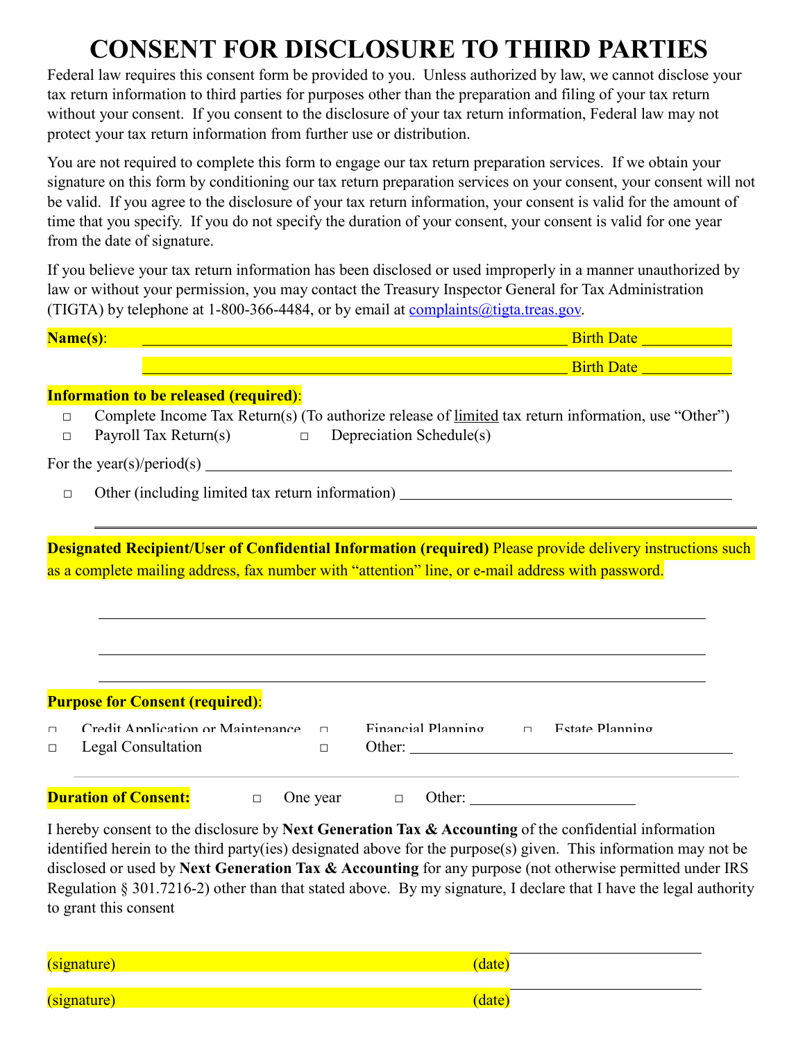# CONSENT FOR DISCLOSURE TO THIRD PARTIES

Federal law requires this consent form be provided to you. Unless authorized by law, we cannot disclose your tax return information to third parties for purposes other than the preparation and filing of your tax return without your consent. If you consent to the disclosure of your tax return information, Federal law may not protect your tax return information from further use or distribution.

You are not required to complete this form to engage our tax return preparation services. If we obtain your signature on this form by conditioning our tax return preparation services on your consent, your consent will not be valid. If you agree to the disclosure of your tax return information, your consent is valid for the amount of time that you specify. If you do not specify the duration of your consent, your consent is valid for one year from the date of signature.

If you believe your tax return information has been disclosed or used improperly in a manner unauthorized by law or without your permission, you may contact the Treasury Inspector General for Tax Administration (TIGTA) by telephone at 1-800-366-4484, or by email at complaints@tigta.treas.gov.

**Name(s)**: ____________________________________________ Birth Date __________

____________________________________________ Birth Date __________

**Information to be released (required)**:

□ Complete Income Tax Return(s) (To authorize release of limited tax return information, use "Other")

□ Payroll Tax Return(s) □ Depreciation Schedule(s)

For the year(s)/period(s) ____________________________________________

□ Other (including limited tax return information) ____________________________________________

____________________________________________

**Designated Recipient/User of Confidential Information (required)** Please provide delivery instructions such as a complete mailing address, fax number with "attention" line, or e-mail address with password.

____________________________________________

____________________________________________

____________________________________________

**Purpose for Consent (required)**:

□ Credit Application or Maintenance □ Financial Planning □ Estate Planning

□ Legal Consultation □ Other: ____________________________________________

**Duration of Consent:** □ One year □ Other: ____________________

I hereby consent to the disclosure by **Next Generation Tax & Accounting** of the confidential information identified herein to the third party(ies) designated above for the purpose(s) given. This information may not be disclosed or used by **Next Generation Tax & Accounting** for any purpose (not otherwise permitted under IRS Regulation § 301.7216-2) other than that stated above. By my signature, I declare that I have the legal authority to grant this consent

(signature) (date) ____________________

(signature) (date) ____________________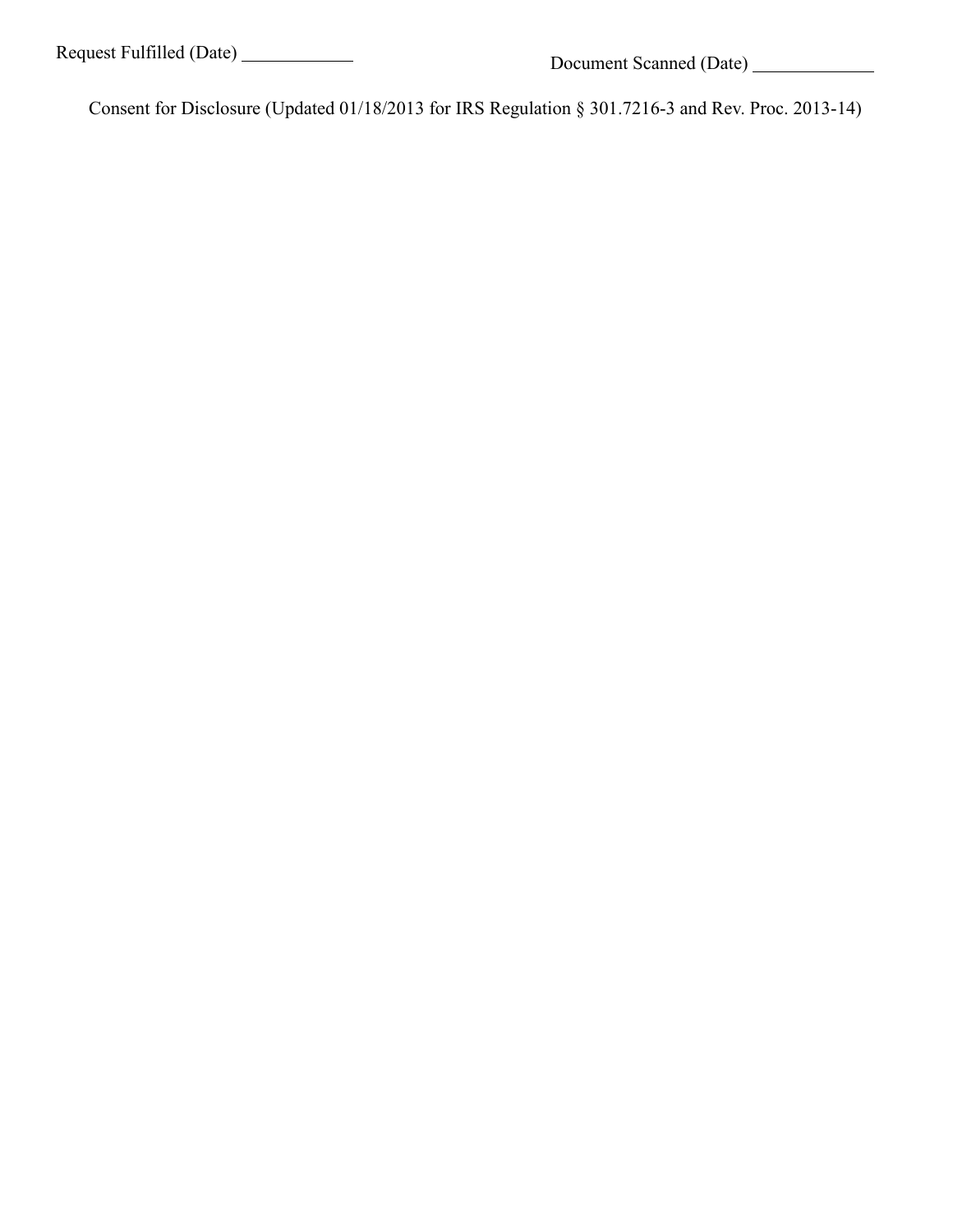Request Fulfilled (Date) ____________ Document Scanned (Date) _____________

Consent for Disclosure (Updated 01/18/2013 for IRS Regulation § 301.7216-3 and Rev. Proc. 2013-14)